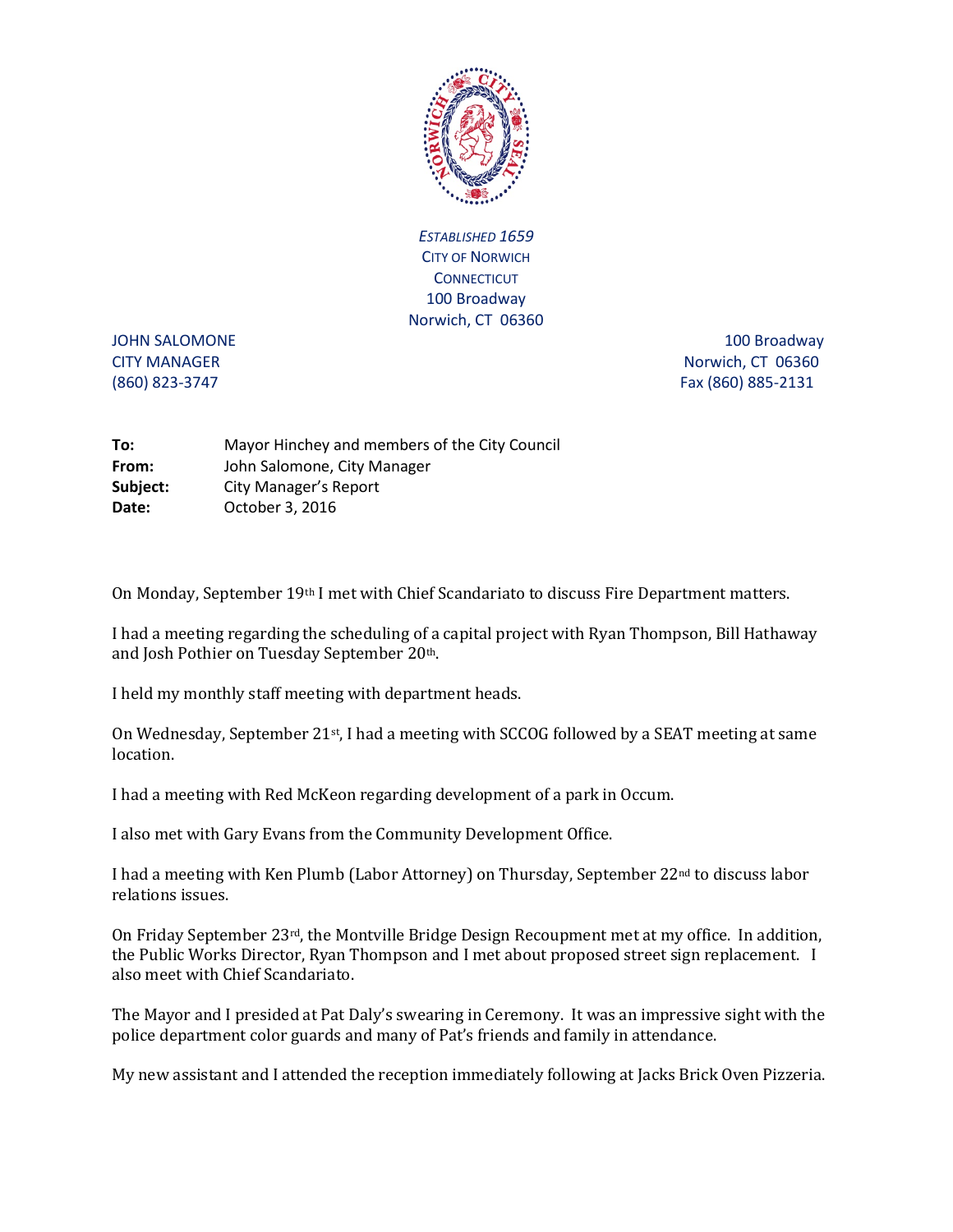*ESTABLISHED 1659*
CITY OF NORWICH
CONNECTICUT
100 Broadway
Norwich, CT 06360

JOHN SALOMONE
CITY MANAGER
(860) 823-3747

100 Broadway
Norwich, CT 06360
Fax (860) 885-2131

**To:** Mayor Hinchey and members of the City Council
**From:** John Salomone, City Manager
**Subject:** City Manager's Report
**Date:** October 3, 2016

On Monday, September 19th I met with Chief Scandariato to discuss Fire Department matters.

I had a meeting regarding the scheduling of a capital project with Ryan Thompson, Bill Hathaway and Josh Pothier on Tuesday September 20th.

I held my monthly staff meeting with department heads.

On Wednesday, September 21st, I had a meeting with SCCOG followed by a SEAT meeting at same location.

I had a meeting with Red McKeon regarding development of a park in Occum.

I also met with Gary Evans from the Community Development Office.

I had a meeting with Ken Plumb (Labor Attorney) on Thursday, September 22nd to discuss labor relations issues.

On Friday September 23rd, the Montville Bridge Design Recoupment met at my office. In addition, the Public Works Director, Ryan Thompson and I met about proposed street sign replacement. I also meet with Chief Scandariato.

The Mayor and I presided at Pat Daly's swearing in Ceremony. It was an impressive sight with the police department color guards and many of Pat's friends and family in attendance.

My new assistant and I attended the reception immediately following at Jacks Brick Oven Pizzeria.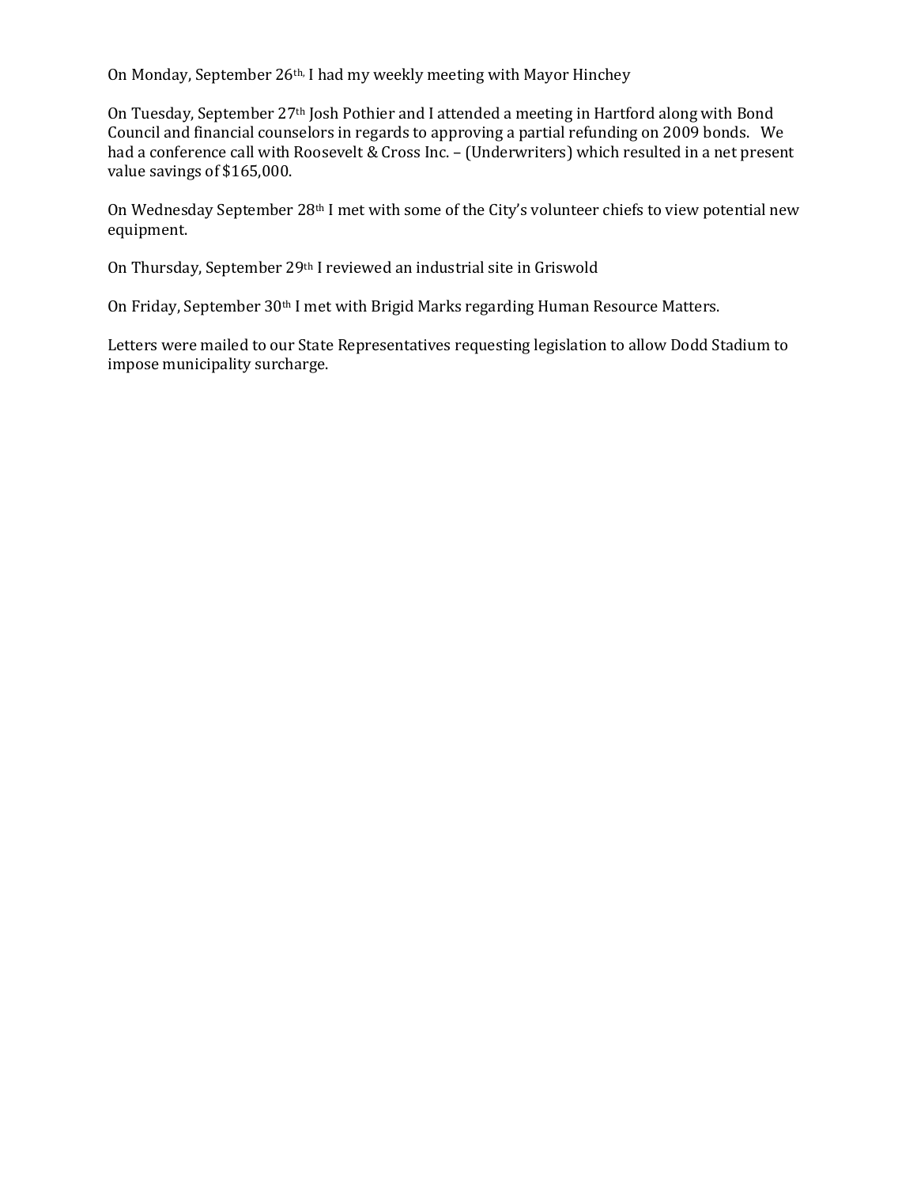On Monday, September 26th, I had my weekly meeting with Mayor Hinchey

On Tuesday, September 27th Josh Pothier and I attended a meeting in Hartford along with Bond Council and financial counselors in regards to approving a partial refunding on 2009 bonds. We had a conference call with Roosevelt & Cross Inc. – (Underwriters) which resulted in a net present value savings of $165,000.

On Wednesday September 28th I met with some of the City's volunteer chiefs to view potential new equipment.

On Thursday, September 29th I reviewed an industrial site in Griswold

On Friday, September 30th I met with Brigid Marks regarding Human Resource Matters.

Letters were mailed to our State Representatives requesting legislation to allow Dodd Stadium to impose municipality surcharge.